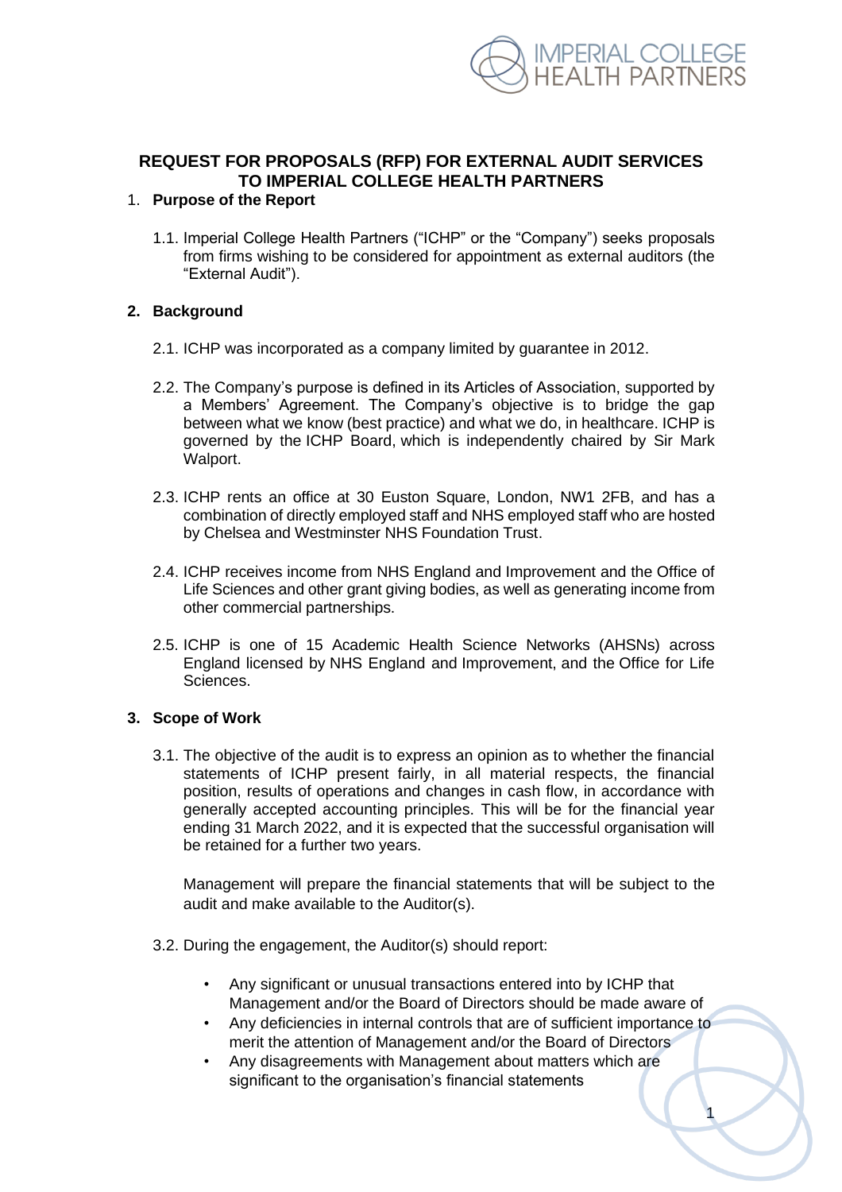# REQUEST FOR PROPOSALS (RFP) FOR EXTERNAL AUDIT SERVICES TO IMPERIAL COLLEGE HEALTH PARTNERS

## 1. Purpose of the Report

1.1. Imperial College Health Partners ("ICHP" or the "Company") seeks proposals from firms wishing to be considered for appointment as external auditors (the "External Audit").

## 2. Background

2.1. ICHP was incorporated as a company limited by guarantee in 2012.

2.2. The Company's purpose is defined in its Articles of Association, supported by a Members' Agreement. The Company's objective is to bridge the gap between what we know (best practice) and what we do, in healthcare. ICHP is governed by the ICHP Board, which is independently chaired by Sir Mark Walport.

2.3. ICHP rents an office at 30 Euston Square, London, NW1 2FB, and has a combination of directly employed staff and NHS employed staff who are hosted by Chelsea and Westminster NHS Foundation Trust.

2.4. ICHP receives income from NHS England and Improvement and the Office of Life Sciences and other grant giving bodies, as well as generating income from other commercial partnerships.

2.5. ICHP is one of 15 Academic Health Science Networks (AHSNs) across England licensed by NHS England and Improvement, and the Office for Life Sciences.

## 3. Scope of Work

3.1. The objective of the audit is to express an opinion as to whether the financial statements of ICHP present fairly, in all material respects, the financial position, results of operations and changes in cash flow, in accordance with generally accepted accounting principles. This will be for the financial year ending 31 March 2022, and it is expected that the successful organisation will be retained for a further two years.

Management will prepare the financial statements that will be subject to the audit and make available to the Auditor(s).

3.2. During the engagement, the Auditor(s) should report:

- Any significant or unusual transactions entered into by ICHP that Management and/or the Board of Directors should be made aware of
- Any deficiencies in internal controls that are of sufficient importance to merit the attention of Management and/or the Board of Directors
- Any disagreements with Management about matters which are significant to the organisation's financial statements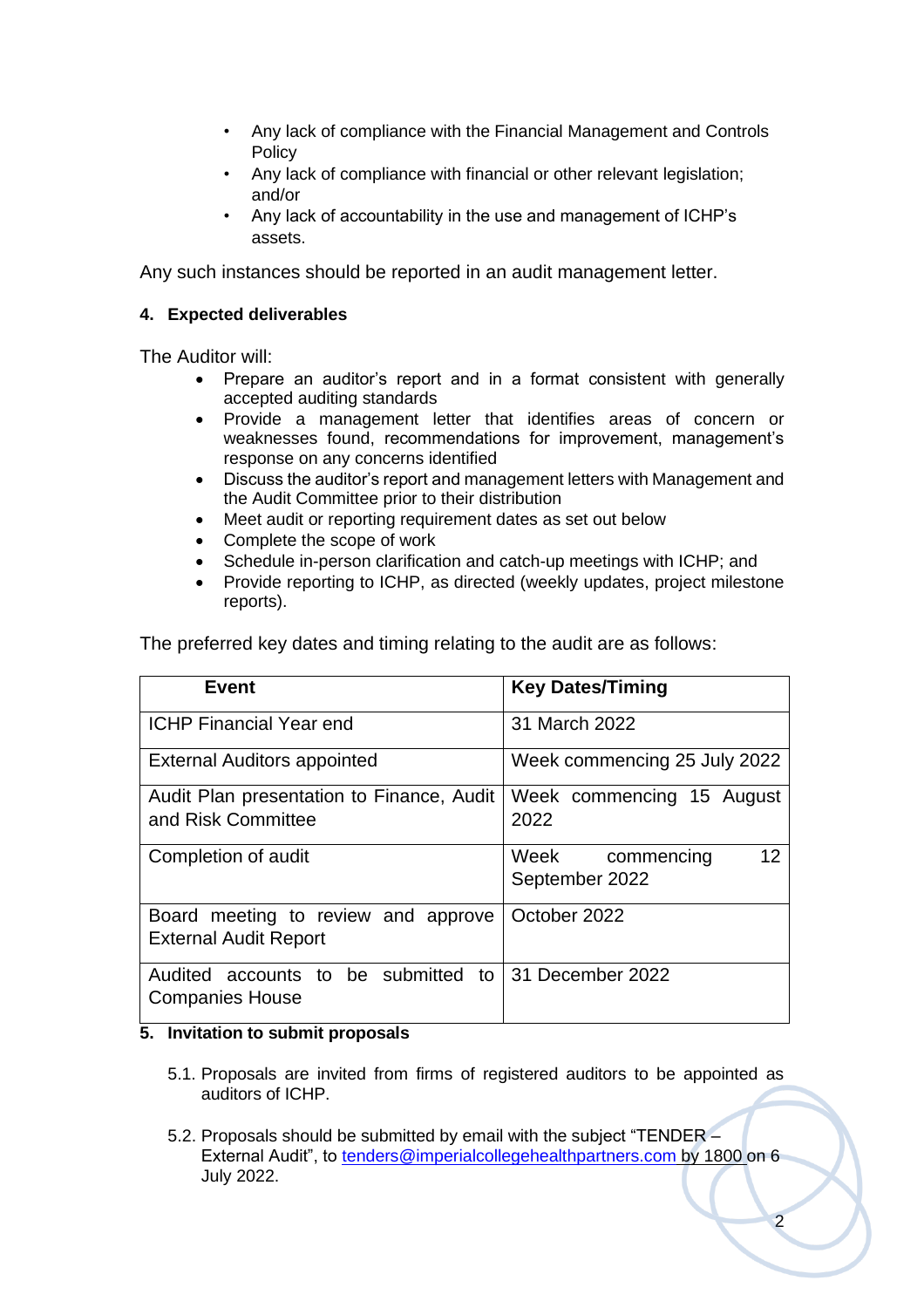- Any lack of compliance with the Financial Management and Controls Policy
- Any lack of compliance with financial or other relevant legislation; and/or
- Any lack of accountability in the use and management of ICHP's assets.

Any such instances should be reported in an audit management letter.

#### 4. Expected deliverables

The Auditor will:

- Prepare an auditor's report and in a format consistent with generally accepted auditing standards
- Provide a management letter that identifies areas of concern or weaknesses found, recommendations for improvement, management's response on any concerns identified
- Discuss the auditor's report and management letters with Management and the Audit Committee prior to their distribution
- Meet audit or reporting requirement dates as set out below
- Complete the scope of work
- Schedule in-person clarification and catch-up meetings with ICHP; and
- Provide reporting to ICHP, as directed (weekly updates, project milestone reports).

The preferred key dates and timing relating to the audit are as follows:

| Event | Key Dates/Timing |
| --- | --- |
| ICHP Financial Year end | 31 March 2022 |
| External Auditors appointed | Week commencing 25 July 2022 |
| Audit Plan presentation to Finance, Audit and Risk Committee | Week commencing 15 August 2022 |
| Completion of audit | Week commencing 12 September 2022 |
| Board meeting to review and approve External Audit Report | October 2022 |
| Audited accounts to be submitted to Companies House | 31 December 2022 |

#### 5. Invitation to submit proposals

5.1. Proposals are invited from firms of registered auditors to be appointed as auditors of ICHP.

5.2. Proposals should be submitted by email with the subject "TENDER – External Audit", to tenders@imperialcollegehealthpartners.com by 1800 on 6 July 2022.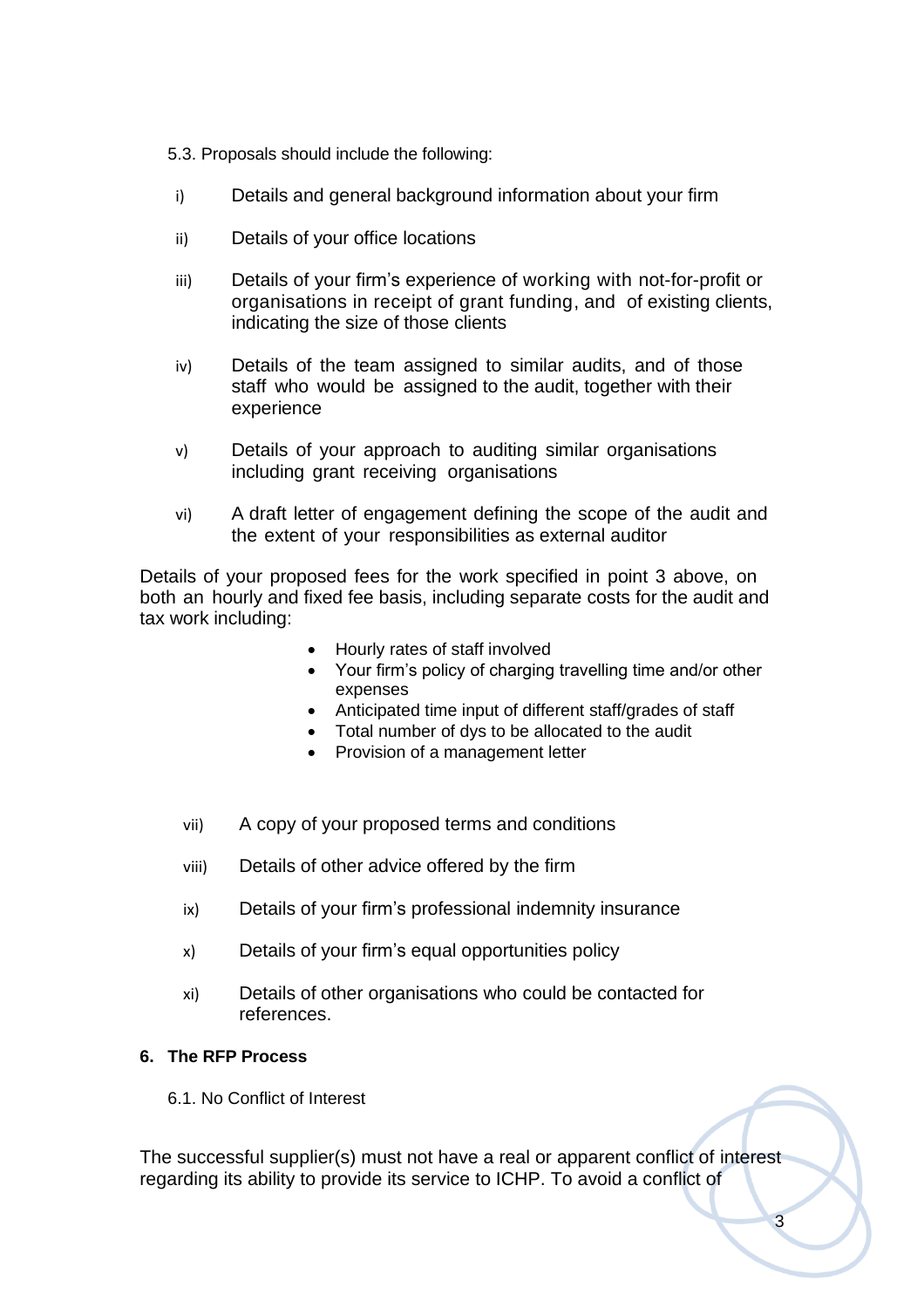5.3. Proposals should include the following:

i) Details and general background information about your firm

ii) Details of your office locations

iii) Details of your firm's experience of working with not-for-profit or organisations in receipt of grant funding, and of existing clients, indicating the size of those clients

iv) Details of the team assigned to similar audits, and of those staff who would be assigned to the audit, together with their experience

v) Details of your approach to auditing similar organisations including grant receiving organisations

vi) A draft letter of engagement defining the scope of the audit and the extent of your responsibilities as external auditor

Details of your proposed fees for the work specified in point 3 above, on both an hourly and fixed fee basis, including separate costs for the audit and tax work including:

- Hourly rates of staff involved
- Your firm's policy of charging travelling time and/or other expenses
- Anticipated time input of different staff/grades of staff
- Total number of dys to be allocated to the audit
- Provision of a management letter

vii) A copy of your proposed terms and conditions

viii) Details of other advice offered by the firm

ix) Details of your firm's professional indemnity insurance

x) Details of your firm's equal opportunities policy

xi) Details of other organisations who could be contacted for references.

## 6. The RFP Process

6.1. No Conflict of Interest

The successful supplier(s) must not have a real or apparent conflict of interest regarding its ability to provide its service to ICHP. To avoid a conflict of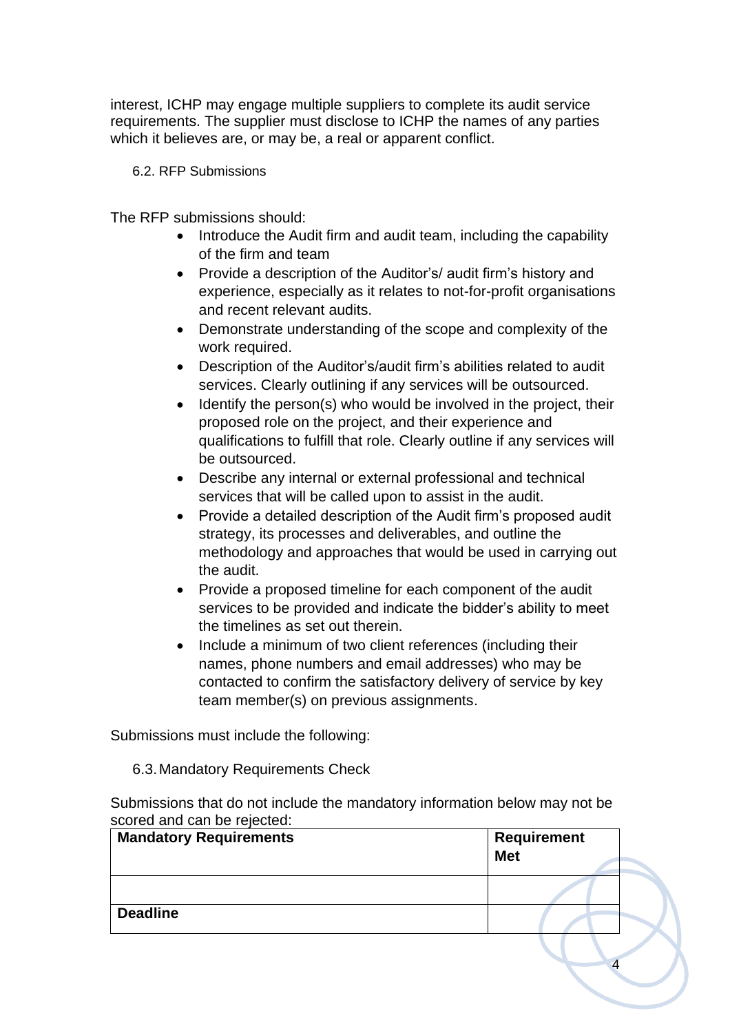interest, ICHP may engage multiple suppliers to complete its audit service requirements. The supplier must disclose to ICHP the names of any parties which it believes are, or may be, a real or apparent conflict.

### 6.2. RFP Submissions

The RFP submissions should:

- Introduce the Audit firm and audit team, including the capability of the firm and team
- Provide a description of the Auditor's/ audit firm's history and experience, especially as it relates to not-for-profit organisations and recent relevant audits.
- Demonstrate understanding of the scope and complexity of the work required.
- Description of the Auditor's/audit firm's abilities related to audit services. Clearly outlining if any services will be outsourced.
- Identify the person(s) who would be involved in the project, their proposed role on the project, and their experience and qualifications to fulfill that role. Clearly outline if any services will be outsourced.
- Describe any internal or external professional and technical services that will be called upon to assist in the audit.
- Provide a detailed description of the Audit firm's proposed audit strategy, its processes and deliverables, and outline the methodology and approaches that would be used in carrying out the audit.
- Provide a proposed timeline for each component of the audit services to be provided and indicate the bidder's ability to meet the timelines as set out therein.
- Include a minimum of two client references (including their names, phone numbers and email addresses) who may be contacted to confirm the satisfactory delivery of service by key team member(s) on previous assignments.

Submissions must include the following:

### 6.3. Mandatory Requirements Check

Submissions that do not include the mandatory information below may not be scored and can be rejected:

| **Mandatory Requirements** | **Requirement Met** |
|---|---|
| | |
| **Deadline** | |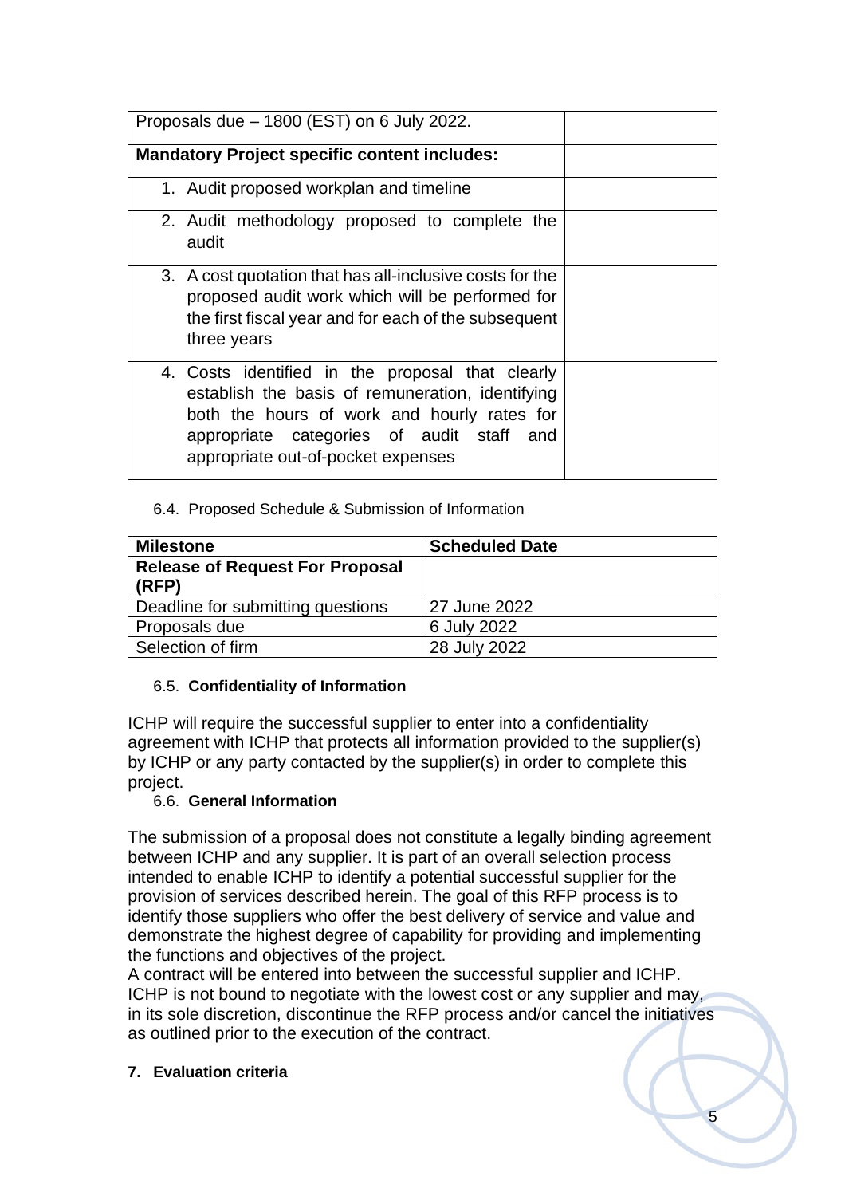| Proposals due – 1800 (EST) on 6 July 2022. | |
| --- | --- |
| **Mandatory Project specific content includes:** | |
| 1. Audit proposed workplan and timeline | |
| 2. Audit methodology proposed to complete the audit | |
| 3. A cost quotation that has all-inclusive costs for the proposed audit work which will be performed for the first fiscal year and for each of the subsequent three years | |
| 4. Costs identified in the proposal that clearly establish the basis of remuneration, identifying both the hours of work and hourly rates for appropriate categories of audit staff and appropriate out-of-pocket expenses | |

6.4. Proposed Schedule & Submission of Information

| Milestone | Scheduled Date |
| --- | --- |
| **Release of Request For Proposal (RFP)** | |
| Deadline for submitting questions | 27 June 2022 |
| Proposals due | 6 July 2022 |
| Selection of firm | 28 July 2022 |

### 6.5. Confidentiality of Information

ICHP will require the successful supplier to enter into a confidentiality agreement with ICHP that protects all information provided to the supplier(s) by ICHP or any party contacted by the supplier(s) in order to complete this project.

### 6.6. General Information

The submission of a proposal does not constitute a legally binding agreement between ICHP and any supplier. It is part of an overall selection process intended to enable ICHP to identify a potential successful supplier for the provision of services described herein. The goal of this RFP process is to identify those suppliers who offer the best delivery of service and value and demonstrate the highest degree of capability for providing and implementing the functions and objectives of the project.

A contract will be entered into between the successful supplier and ICHP. ICHP is not bound to negotiate with the lowest cost or any supplier and may, in its sole discretion, discontinue the RFP process and/or cancel the initiatives as outlined prior to the execution of the contract.

## 7. Evaluation criteria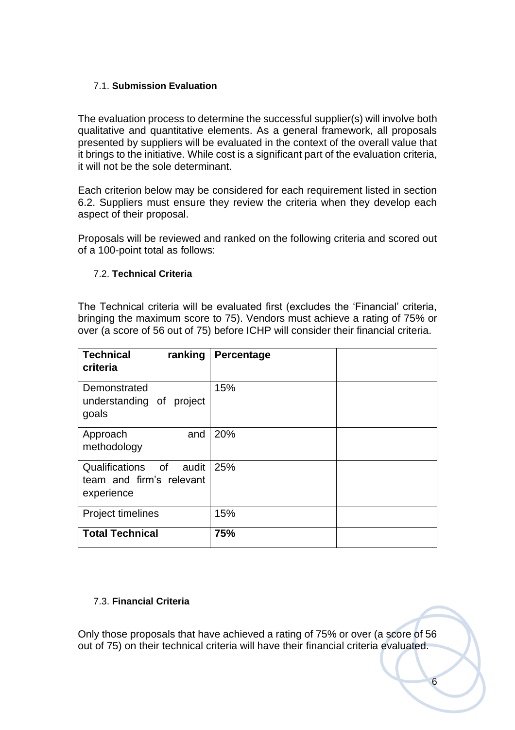### 7.1. **Submission Evaluation**

The evaluation process to determine the successful supplier(s) will involve both qualitative and quantitative elements. As a general framework, all proposals presented by suppliers will be evaluated in the context of the overall value that it brings to the initiative. While cost is a significant part of the evaluation criteria, it will not be the sole determinant.

Each criterion below may be considered for each requirement listed in section 6.2. Suppliers must ensure they review the criteria when they develop each aspect of their proposal.

Proposals will be reviewed and ranked on the following criteria and scored out of a 100-point total as follows:

### 7.2. **Technical Criteria**

The Technical criteria will be evaluated first (excludes the 'Financial' criteria, bringing the maximum score to 75). Vendors must achieve a rating of 75% or over (a score of 56 out of 75) before ICHP will consider their financial criteria.

| **Technical ranking criteria** | **Percentage** | |
|---|---|---|
| Demonstrated understanding of project goals | 15% | |
| Approach and methodology | 20% | |
| Qualifications of audit team and firm's relevant experience | 25% | |
| Project timelines | 15% | |
| **Total Technical** | **75%** | |

### 7.3. **Financial Criteria**

Only those proposals that have achieved a rating of 75% or over (a score of 56 out of 75) on their technical criteria will have their financial criteria evaluated.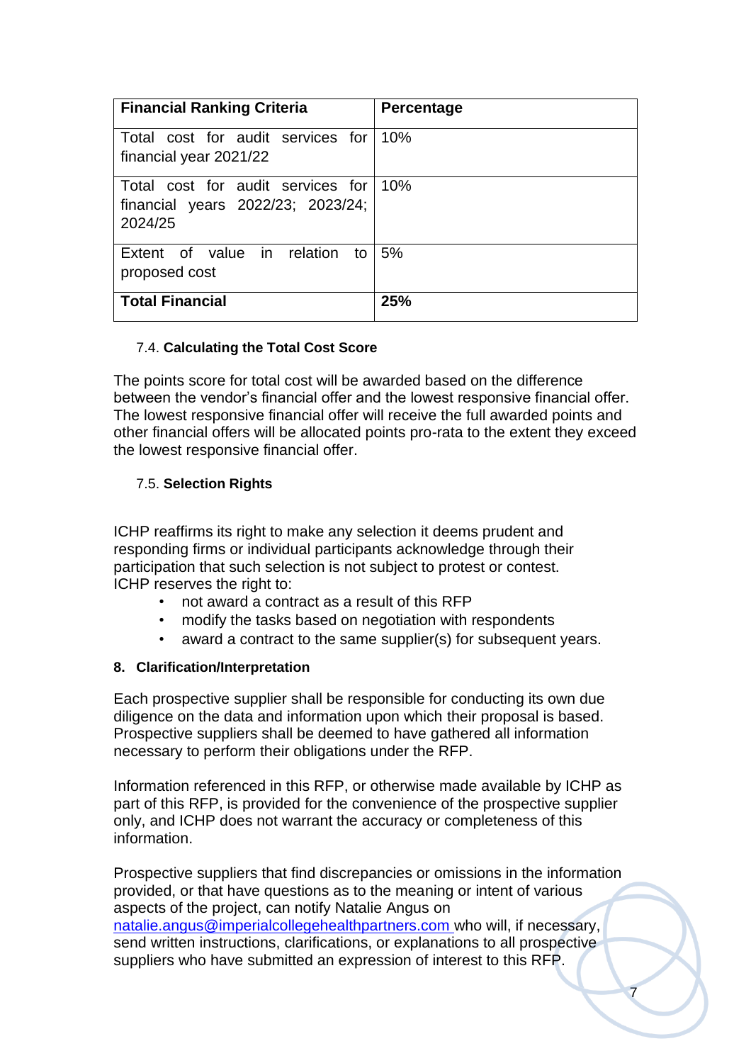| **Financial Ranking Criteria** | **Percentage** |
|---|---|
| Total cost for audit services for financial year 2021/22 | 10% |
| Total cost for audit services for financial years 2022/23; 2023/24; 2024/25 | 10% |
| Extent of value in relation to proposed cost | 5% |
| **Total Financial** | **25%** |

### 7.4. **Calculating the Total Cost Score**

The points score for total cost will be awarded based on the difference between the vendor's financial offer and the lowest responsive financial offer. The lowest responsive financial offer will receive the full awarded points and other financial offers will be allocated points pro-rata to the extent they exceed the lowest responsive financial offer.

### 7.5. **Selection Rights**

ICHP reaffirms its right to make any selection it deems prudent and responding firms or individual participants acknowledge through their participation that such selection is not subject to protest or contest. ICHP reserves the right to:

- not award a contract as a result of this RFP
- modify the tasks based on negotiation with respondents
- award a contract to the same supplier(s) for subsequent years.

## 8. Clarification/Interpretation

Each prospective supplier shall be responsible for conducting its own due diligence on the data and information upon which their proposal is based. Prospective suppliers shall be deemed to have gathered all information necessary to perform their obligations under the RFP.

Information referenced in this RFP, or otherwise made available by ICHP as part of this RFP, is provided for the convenience of the prospective supplier only, and ICHP does not warrant the accuracy or completeness of this information.

Prospective suppliers that find discrepancies or omissions in the information provided, or that have questions as to the meaning or intent of various aspects of the project, can notify Natalie Angus on natalie.angus@imperialcollegehealthpartners.com who will, if necessary, send written instructions, clarifications, or explanations to all prospective suppliers who have submitted an expression of interest to this RFP.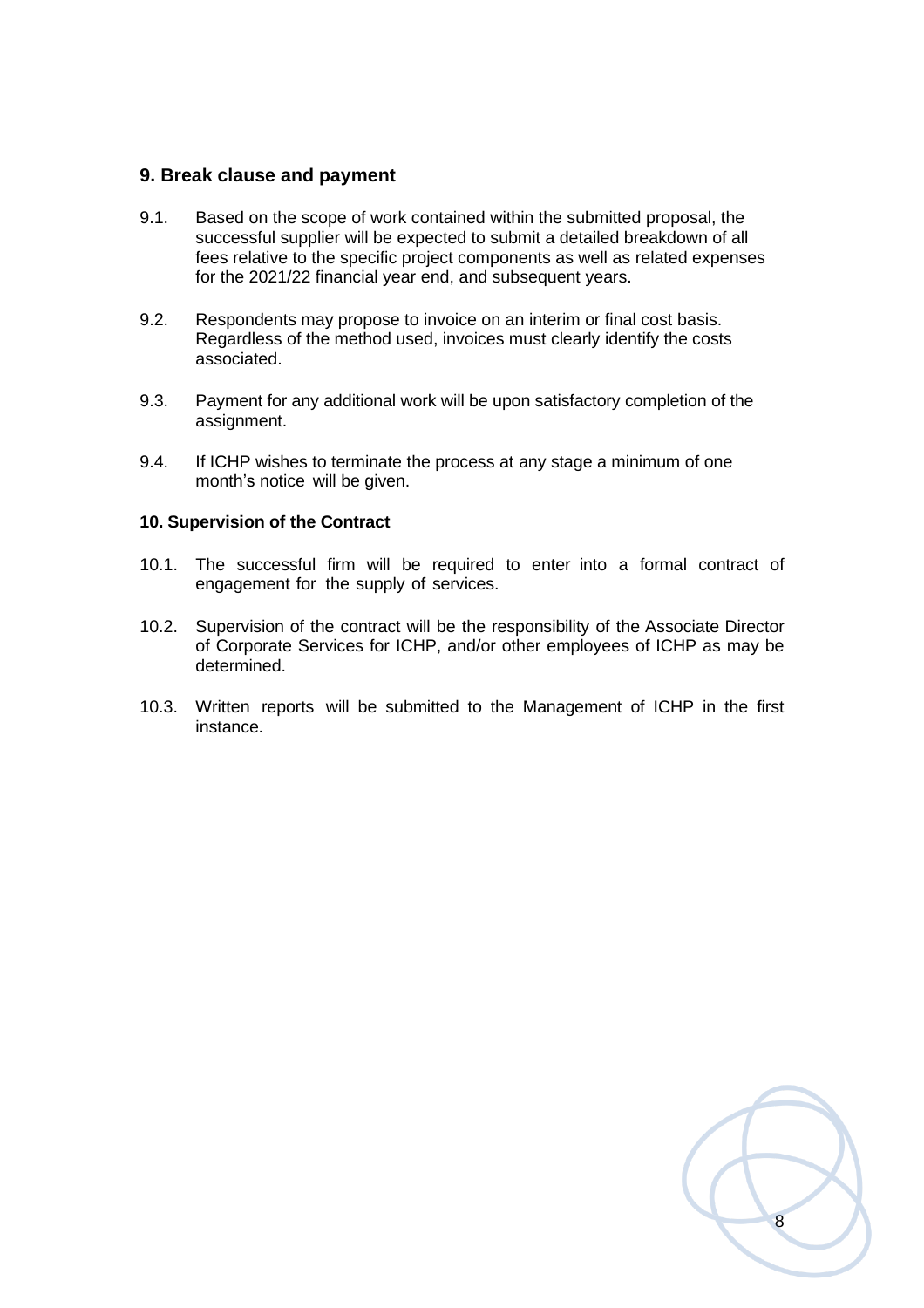## 9. Break clause and payment

9.1. Based on the scope of work contained within the submitted proposal, the successful supplier will be expected to submit a detailed breakdown of all fees relative to the specific project components as well as related expenses for the 2021/22 financial year end, and subsequent years.

9.2. Respondents may propose to invoice on an interim or final cost basis. Regardless of the method used, invoices must clearly identify the costs associated.

9.3. Payment for any additional work will be upon satisfactory completion of the assignment.

9.4. If ICHP wishes to terminate the process at any stage a minimum of one month's notice will be given.

### 10. Supervision of the Contract

10.1. The successful firm will be required to enter into a formal contract of engagement for the supply of services.

10.2. Supervision of the contract will be the responsibility of the Associate Director of Corporate Services for ICHP, and/or other employees of ICHP as may be determined.

10.3. Written reports will be submitted to the Management of ICHP in the first instance.